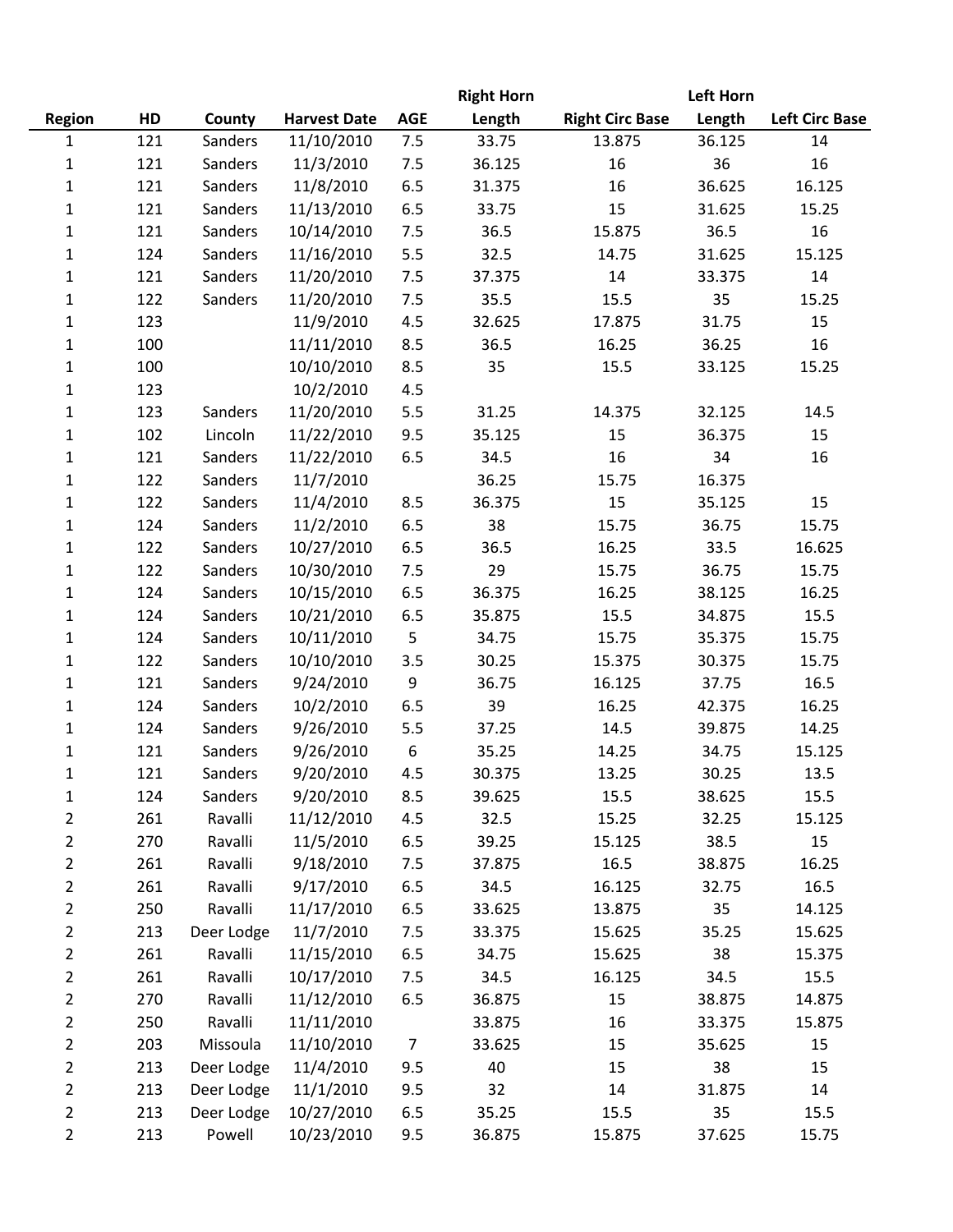| Region | HD | County | Harvest Date | AGE | Right Horn | Right Circ Base | Left Horn | Left Circ Base |
|---|---|---|---|---|---|---|---|---|
| | | | | | Length | | Length | |
| 1 | 121 | Sanders | 11/10/2010 | 7.5 | 33.75 | 13.875 | 36.125 | 14 |
| 1 | 121 | Sanders | 11/3/2010 | 7.5 | 36.125 | 16 | 36 | 16 |
| 1 | 121 | Sanders | 11/8/2010 | 6.5 | 31.375 | 16 | 36.625 | 16.125 |
| 1 | 121 | Sanders | 11/13/2010 | 6.5 | 33.75 | 15 | 31.625 | 15.25 |
| 1 | 121 | Sanders | 10/14/2010 | 7.5 | 36.5 | 15.875 | 36.5 | 16 |
| 1 | 124 | Sanders | 11/16/2010 | 5.5 | 32.5 | 14.75 | 31.625 | 15.125 |
| 1 | 121 | Sanders | 11/20/2010 | 7.5 | 37.375 | 14 | 33.375 | 14 |
| 1 | 122 | Sanders | 11/20/2010 | 7.5 | 35.5 | 15.5 | 35 | 15.25 |
| 1 | 123 | | 11/9/2010 | 4.5 | 32.625 | 17.875 | 31.75 | 15 |
| 1 | 100 | | 11/11/2010 | 8.5 | 36.5 | 16.25 | 36.25 | 16 |
| 1 | 100 | | 10/10/2010 | 8.5 | 35 | 15.5 | 33.125 | 15.25 |
| 1 | 123 | | 10/2/2010 | 4.5 | | | | |
| 1 | 123 | Sanders | 11/20/2010 | 5.5 | 31.25 | 14.375 | 32.125 | 14.5 |
| 1 | 102 | Lincoln | 11/22/2010 | 9.5 | 35.125 | 15 | 36.375 | 15 |
| 1 | 121 | Sanders | 11/22/2010 | 6.5 | 34.5 | 16 | 34 | 16 |
| 1 | 122 | Sanders | 11/7/2010 | | 36.25 | 15.75 | 16.375 | |
| 1 | 122 | Sanders | 11/4/2010 | 8.5 | 36.375 | 15 | 35.125 | 15 |
| 1 | 124 | Sanders | 11/2/2010 | 6.5 | 38 | 15.75 | 36.75 | 15.75 |
| 1 | 122 | Sanders | 10/27/2010 | 6.5 | 36.5 | 16.25 | 33.5 | 16.625 |
| 1 | 122 | Sanders | 10/30/2010 | 7.5 | 29 | 15.75 | 36.75 | 15.75 |
| 1 | 124 | Sanders | 10/15/2010 | 6.5 | 36.375 | 16.25 | 38.125 | 16.25 |
| 1 | 124 | Sanders | 10/21/2010 | 6.5 | 35.875 | 15.5 | 34.875 | 15.5 |
| 1 | 124 | Sanders | 10/11/2010 | 5 | 34.75 | 15.75 | 35.375 | 15.75 |
| 1 | 122 | Sanders | 10/10/2010 | 3.5 | 30.25 | 15.375 | 30.375 | 15.75 |
| 1 | 121 | Sanders | 9/24/2010 | 9 | 36.75 | 16.125 | 37.75 | 16.5 |
| 1 | 124 | Sanders | 10/2/2010 | 6.5 | 39 | 16.25 | 42.375 | 16.25 |
| 1 | 124 | Sanders | 9/26/2010 | 5.5 | 37.25 | 14.5 | 39.875 | 14.25 |
| 1 | 121 | Sanders | 9/26/2010 | 6 | 35.25 | 14.25 | 34.75 | 15.125 |
| 1 | 121 | Sanders | 9/20/2010 | 4.5 | 30.375 | 13.25 | 30.25 | 13.5 |
| 1 | 124 | Sanders | 9/20/2010 | 8.5 | 39.625 | 15.5 | 38.625 | 15.5 |
| 2 | 261 | Ravalli | 11/12/2010 | 4.5 | 32.5 | 15.25 | 32.25 | 15.125 |
| 2 | 270 | Ravalli | 11/5/2010 | 6.5 | 39.25 | 15.125 | 38.5 | 15 |
| 2 | 261 | Ravalli | 9/18/2010 | 7.5 | 37.875 | 16.5 | 38.875 | 16.25 |
| 2 | 261 | Ravalli | 9/17/2010 | 6.5 | 34.5 | 16.125 | 32.75 | 16.5 |
| 2 | 250 | Ravalli | 11/17/2010 | 6.5 | 33.625 | 13.875 | 35 | 14.125 |
| 2 | 213 | Deer Lodge | 11/7/2010 | 7.5 | 33.375 | 15.625 | 35.25 | 15.625 |
| 2 | 261 | Ravalli | 11/15/2010 | 6.5 | 34.75 | 15.625 | 38 | 15.375 |
| 2 | 261 | Ravalli | 10/17/2010 | 7.5 | 34.5 | 16.125 | 34.5 | 15.5 |
| 2 | 270 | Ravalli | 11/12/2010 | 6.5 | 36.875 | 15 | 38.875 | 14.875 |
| 2 | 250 | Ravalli | 11/11/2010 | | 33.875 | 16 | 33.375 | 15.875 |
| 2 | 203 | Missoula | 11/10/2010 | 7 | 33.625 | 15 | 35.625 | 15 |
| 2 | 213 | Deer Lodge | 11/4/2010 | 9.5 | 40 | 15 | 38 | 15 |
| 2 | 213 | Deer Lodge | 11/1/2010 | 9.5 | 32 | 14 | 31.875 | 14 |
| 2 | 213 | Deer Lodge | 10/27/2010 | 6.5 | 35.25 | 15.5 | 35 | 15.5 |
| 2 | 213 | Powell | 10/23/2010 | 9.5 | 36.875 | 15.875 | 37.625 | 15.75 |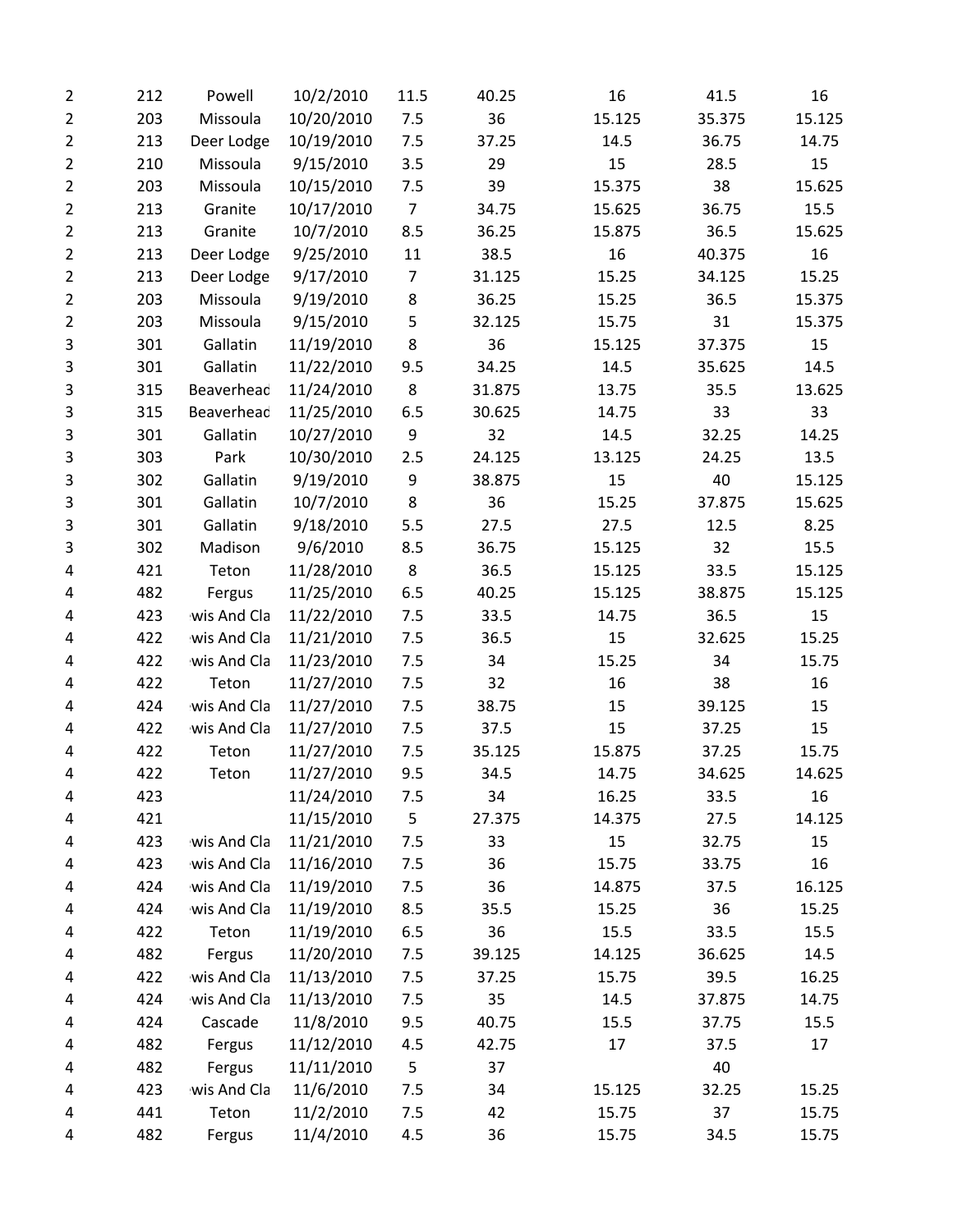| | | | | | | | | |
|---|---|---|---|---|---|---|---|---|
| 2 | 212 | Powell | 10/2/2010 | 11.5 | 40.25 | 16 | 41.5 | 16 |
| 2 | 203 | Missoula | 10/20/2010 | 7.5 | 36 | 15.125 | 35.375 | 15.125 |
| 2 | 213 | Deer Lodge | 10/19/2010 | 7.5 | 37.25 | 14.5 | 36.75 | 14.75 |
| 2 | 210 | Missoula | 9/15/2010 | 3.5 | 29 | 15 | 28.5 | 15 |
| 2 | 203 | Missoula | 10/15/2010 | 7.5 | 39 | 15.375 | 38 | 15.625 |
| 2 | 213 | Granite | 10/17/2010 | 7 | 34.75 | 15.625 | 36.75 | 15.5 |
| 2 | 213 | Granite | 10/7/2010 | 8.5 | 36.25 | 15.875 | 36.5 | 15.625 |
| 2 | 213 | Deer Lodge | 9/25/2010 | 11 | 38.5 | 16 | 40.375 | 16 |
| 2 | 213 | Deer Lodge | 9/17/2010 | 7 | 31.125 | 15.25 | 34.125 | 15.25 |
| 2 | 203 | Missoula | 9/19/2010 | 8 | 36.25 | 15.25 | 36.5 | 15.375 |
| 2 | 203 | Missoula | 9/15/2010 | 5 | 32.125 | 15.75 | 31 | 15.375 |
| 3 | 301 | Gallatin | 11/19/2010 | 8 | 36 | 15.125 | 37.375 | 15 |
| 3 | 301 | Gallatin | 11/22/2010 | 9.5 | 34.25 | 14.5 | 35.625 | 14.5 |
| 3 | 315 | Beaverhead | 11/24/2010 | 8 | 31.875 | 13.75 | 35.5 | 13.625 |
| 3 | 315 | Beaverhead | 11/25/2010 | 6.5 | 30.625 | 14.75 | 33 | 33 |
| 3 | 301 | Gallatin | 10/27/2010 | 9 | 32 | 14.5 | 32.25 | 14.25 |
| 3 | 303 | Park | 10/30/2010 | 2.5 | 24.125 | 13.125 | 24.25 | 13.5 |
| 3 | 302 | Gallatin | 9/19/2010 | 9 | 38.875 | 15 | 40 | 15.125 |
| 3 | 301 | Gallatin | 10/7/2010 | 8 | 36 | 15.25 | 37.875 | 15.625 |
| 3 | 301 | Gallatin | 9/18/2010 | 5.5 | 27.5 | 27.5 | 12.5 | 8.25 |
| 3 | 302 | Madison | 9/6/2010 | 8.5 | 36.75 | 15.125 | 32 | 15.5 |
| 4 | 421 | Teton | 11/28/2010 | 8 | 36.5 | 15.125 | 33.5 | 15.125 |
| 4 | 482 | Fergus | 11/25/2010 | 6.5 | 40.25 | 15.125 | 38.875 | 15.125 |
| 4 | 423 | wis And Cla | 11/22/2010 | 7.5 | 33.5 | 14.75 | 36.5 | 15 |
| 4 | 422 | wis And Cla | 11/21/2010 | 7.5 | 36.5 | 15 | 32.625 | 15.25 |
| 4 | 422 | wis And Cla | 11/23/2010 | 7.5 | 34 | 15.25 | 34 | 15.75 |
| 4 | 422 | Teton | 11/27/2010 | 7.5 | 32 | 16 | 38 | 16 |
| 4 | 424 | wis And Cla | 11/27/2010 | 7.5 | 38.75 | 15 | 39.125 | 15 |
| 4 | 422 | wis And Cla | 11/27/2010 | 7.5 | 37.5 | 15 | 37.25 | 15 |
| 4 | 422 | Teton | 11/27/2010 | 7.5 | 35.125 | 15.875 | 37.25 | 15.75 |
| 4 | 422 | Teton | 11/27/2010 | 9.5 | 34.5 | 14.75 | 34.625 | 14.625 |
| 4 | 423 | | 11/24/2010 | 7.5 | 34 | 16.25 | 33.5 | 16 |
| 4 | 421 | | 11/15/2010 | 5 | 27.375 | 14.375 | 27.5 | 14.125 |
| 4 | 423 | wis And Cla | 11/21/2010 | 7.5 | 33 | 15 | 32.75 | 15 |
| 4 | 423 | wis And Cla | 11/16/2010 | 7.5 | 36 | 15.75 | 33.75 | 16 |
| 4 | 424 | wis And Cla | 11/19/2010 | 7.5 | 36 | 14.875 | 37.5 | 16.125 |
| 4 | 424 | wis And Cla | 11/19/2010 | 8.5 | 35.5 | 15.25 | 36 | 15.25 |
| 4 | 422 | Teton | 11/19/2010 | 6.5 | 36 | 15.5 | 33.5 | 15.5 |
| 4 | 482 | Fergus | 11/20/2010 | 7.5 | 39.125 | 14.125 | 36.625 | 14.5 |
| 4 | 422 | wis And Cla | 11/13/2010 | 7.5 | 37.25 | 15.75 | 39.5 | 16.25 |
| 4 | 424 | wis And Cla | 11/13/2010 | 7.5 | 35 | 14.5 | 37.875 | 14.75 |
| 4 | 424 | Cascade | 11/8/2010 | 9.5 | 40.75 | 15.5 | 37.75 | 15.5 |
| 4 | 482 | Fergus | 11/12/2010 | 4.5 | 42.75 | 17 | 37.5 | 17 |
| 4 | 482 | Fergus | 11/11/2010 | 5 | 37 | | 40 | |
| 4 | 423 | wis And Cla | 11/6/2010 | 7.5 | 34 | 15.125 | 32.25 | 15.25 |
| 4 | 441 | Teton | 11/2/2010 | 7.5 | 42 | 15.75 | 37 | 15.75 |
| 4 | 482 | Fergus | 11/4/2010 | 4.5 | 36 | 15.75 | 34.5 | 15.75 |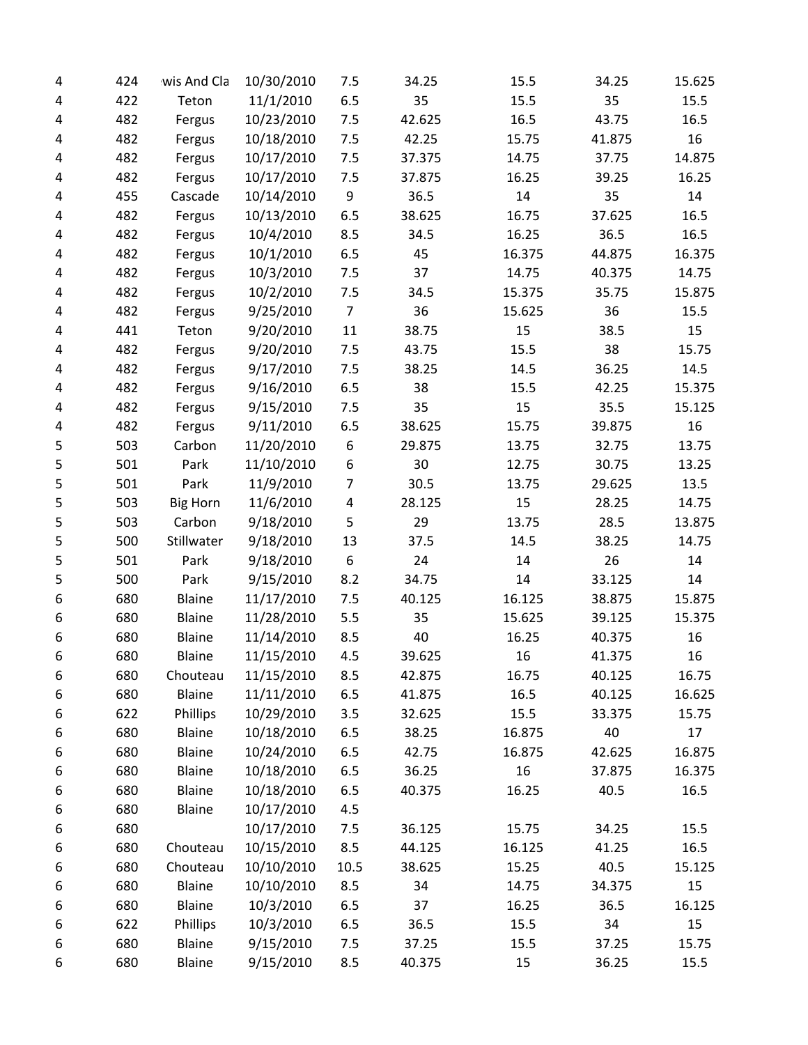| | | | | | | | | |
|---|---|---|---|---|---|---|---|---|
| 4 | 424 | wis And Cla | 10/30/2010 | 7.5 | 34.25 | 15.5 | 34.25 | 15.625 |
| 4 | 422 | Teton | 11/1/2010 | 6.5 | 35 | 15.5 | 35 | 15.5 |
| 4 | 482 | Fergus | 10/23/2010 | 7.5 | 42.625 | 16.5 | 43.75 | 16.5 |
| 4 | 482 | Fergus | 10/18/2010 | 7.5 | 42.25 | 15.75 | 41.875 | 16 |
| 4 | 482 | Fergus | 10/17/2010 | 7.5 | 37.375 | 14.75 | 37.75 | 14.875 |
| 4 | 482 | Fergus | 10/17/2010 | 7.5 | 37.875 | 16.25 | 39.25 | 16.25 |
| 4 | 455 | Cascade | 10/14/2010 | 9 | 36.5 | 14 | 35 | 14 |
| 4 | 482 | Fergus | 10/13/2010 | 6.5 | 38.625 | 16.75 | 37.625 | 16.5 |
| 4 | 482 | Fergus | 10/4/2010 | 8.5 | 34.5 | 16.25 | 36.5 | 16.5 |
| 4 | 482 | Fergus | 10/1/2010 | 6.5 | 45 | 16.375 | 44.875 | 16.375 |
| 4 | 482 | Fergus | 10/3/2010 | 7.5 | 37 | 14.75 | 40.375 | 14.75 |
| 4 | 482 | Fergus | 10/2/2010 | 7.5 | 34.5 | 15.375 | 35.75 | 15.875 |
| 4 | 482 | Fergus | 9/25/2010 | 7 | 36 | 15.625 | 36 | 15.5 |
| 4 | 441 | Teton | 9/20/2010 | 11 | 38.75 | 15 | 38.5 | 15 |
| 4 | 482 | Fergus | 9/20/2010 | 7.5 | 43.75 | 15.5 | 38 | 15.75 |
| 4 | 482 | Fergus | 9/17/2010 | 7.5 | 38.25 | 14.5 | 36.25 | 14.5 |
| 4 | 482 | Fergus | 9/16/2010 | 6.5 | 38 | 15.5 | 42.25 | 15.375 |
| 4 | 482 | Fergus | 9/15/2010 | 7.5 | 35 | 15 | 35.5 | 15.125 |
| 4 | 482 | Fergus | 9/11/2010 | 6.5 | 38.625 | 15.75 | 39.875 | 16 |
| 5 | 503 | Carbon | 11/20/2010 | 6 | 29.875 | 13.75 | 32.75 | 13.75 |
| 5 | 501 | Park | 11/10/2010 | 6 | 30 | 12.75 | 30.75 | 13.25 |
| 5 | 501 | Park | 11/9/2010 | 7 | 30.5 | 13.75 | 29.625 | 13.5 |
| 5 | 503 | Big Horn | 11/6/2010 | 4 | 28.125 | 15 | 28.25 | 14.75 |
| 5 | 503 | Carbon | 9/18/2010 | 5 | 29 | 13.75 | 28.5 | 13.875 |
| 5 | 500 | Stillwater | 9/18/2010 | 13 | 37.5 | 14.5 | 38.25 | 14.75 |
| 5 | 501 | Park | 9/18/2010 | 6 | 24 | 14 | 26 | 14 |
| 5 | 500 | Park | 9/15/2010 | 8.2 | 34.75 | 14 | 33.125 | 14 |
| 6 | 680 | Blaine | 11/17/2010 | 7.5 | 40.125 | 16.125 | 38.875 | 15.875 |
| 6 | 680 | Blaine | 11/28/2010 | 5.5 | 35 | 15.625 | 39.125 | 15.375 |
| 6 | 680 | Blaine | 11/14/2010 | 8.5 | 40 | 16.25 | 40.375 | 16 |
| 6 | 680 | Blaine | 11/15/2010 | 4.5 | 39.625 | 16 | 41.375 | 16 |
| 6 | 680 | Chouteau | 11/15/2010 | 8.5 | 42.875 | 16.75 | 40.125 | 16.75 |
| 6 | 680 | Blaine | 11/11/2010 | 6.5 | 41.875 | 16.5 | 40.125 | 16.625 |
| 6 | 622 | Phillips | 10/29/2010 | 3.5 | 32.625 | 15.5 | 33.375 | 15.75 |
| 6 | 680 | Blaine | 10/18/2010 | 6.5 | 38.25 | 16.875 | 40 | 17 |
| 6 | 680 | Blaine | 10/24/2010 | 6.5 | 42.75 | 16.875 | 42.625 | 16.875 |
| 6 | 680 | Blaine | 10/18/2010 | 6.5 | 36.25 | 16 | 37.875 | 16.375 |
| 6 | 680 | Blaine | 10/18/2010 | 6.5 | 40.375 | 16.25 | 40.5 | 16.5 |
| 6 | 680 | Blaine | 10/17/2010 | 4.5 | | | | |
| 6 | 680 | | 10/17/2010 | 7.5 | 36.125 | 15.75 | 34.25 | 15.5 |
| 6 | 680 | Chouteau | 10/15/2010 | 8.5 | 44.125 | 16.125 | 41.25 | 16.5 |
| 6 | 680 | Chouteau | 10/10/2010 | 10.5 | 38.625 | 15.25 | 40.5 | 15.125 |
| 6 | 680 | Blaine | 10/10/2010 | 8.5 | 34 | 14.75 | 34.375 | 15 |
| 6 | 680 | Blaine | 10/3/2010 | 6.5 | 37 | 16.25 | 36.5 | 16.125 |
| 6 | 622 | Phillips | 10/3/2010 | 6.5 | 36.5 | 15.5 | 34 | 15 |
| 6 | 680 | Blaine | 9/15/2010 | 7.5 | 37.25 | 15.5 | 37.25 | 15.75 |
| 6 | 680 | Blaine | 9/15/2010 | 8.5 | 40.375 | 15 | 36.25 | 15.5 |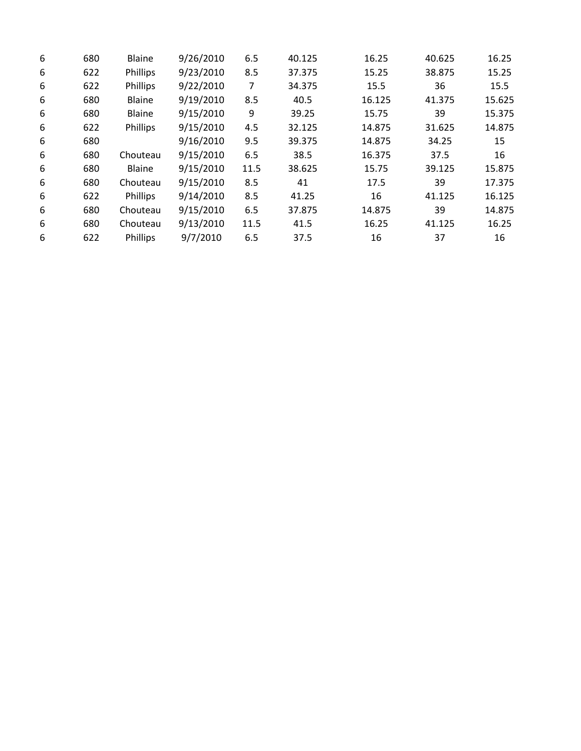| | | | | | | | | |
|---|---|---|---|---|---|---|---|---|
| 6 | 680 | Blaine | 9/26/2010 | 6.5 | 40.125 | 16.25 | 40.625 | 16.25 |
| 6 | 622 | Phillips | 9/23/2010 | 8.5 | 37.375 | 15.25 | 38.875 | 15.25 |
| 6 | 622 | Phillips | 9/22/2010 | 7 | 34.375 | 15.5 | 36 | 15.5 |
| 6 | 680 | Blaine | 9/19/2010 | 8.5 | 40.5 | 16.125 | 41.375 | 15.625 |
| 6 | 680 | Blaine | 9/15/2010 | 9 | 39.25 | 15.75 | 39 | 15.375 |
| 6 | 622 | Phillips | 9/15/2010 | 4.5 | 32.125 | 14.875 | 31.625 | 14.875 |
| 6 | 680 | | 9/16/2010 | 9.5 | 39.375 | 14.875 | 34.25 | 15 |
| 6 | 680 | Chouteau | 9/15/2010 | 6.5 | 38.5 | 16.375 | 37.5 | 16 |
| 6 | 680 | Blaine | 9/15/2010 | 11.5 | 38.625 | 15.75 | 39.125 | 15.875 |
| 6 | 680 | Chouteau | 9/15/2010 | 8.5 | 41 | 17.5 | 39 | 17.375 |
| 6 | 622 | Phillips | 9/14/2010 | 8.5 | 41.25 | 16 | 41.125 | 16.125 |
| 6 | 680 | Chouteau | 9/15/2010 | 6.5 | 37.875 | 14.875 | 39 | 14.875 |
| 6 | 680 | Chouteau | 9/13/2010 | 11.5 | 41.5 | 16.25 | 41.125 | 16.25 |
| 6 | 622 | Phillips | 9/7/2010 | 6.5 | 37.5 | 16 | 37 | 16 |